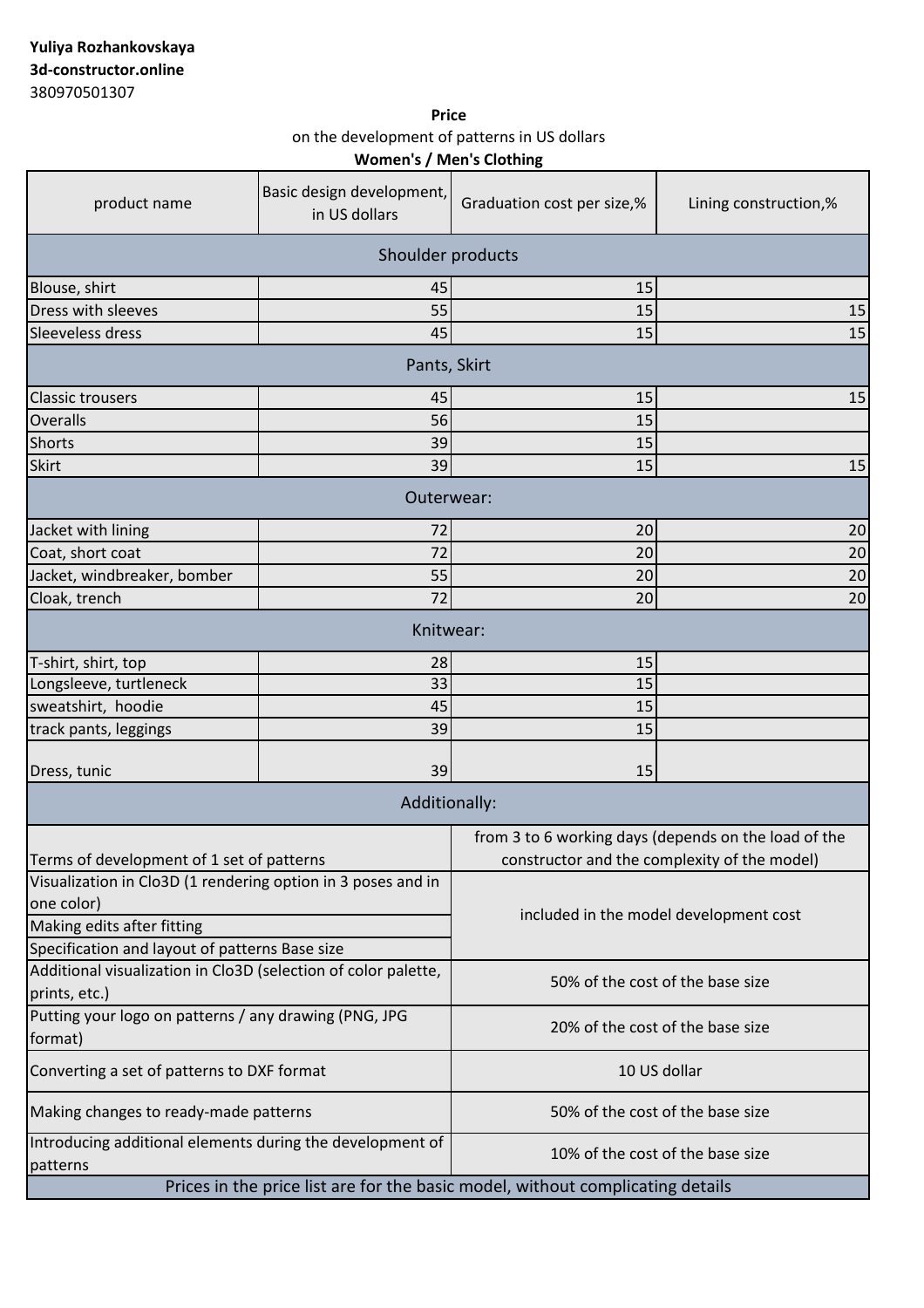**Yuliya Rozhankovskaya**
**3d-constructor.online**
380970501307

**Price**
on the development of patterns in US dollars
**Women's / Men's Clothing**

| product name | Basic design development, in US dollars | Graduation cost per size,% | Lining construction,% |
|---|---|---|---|
| Shoulder products | | | |
| Blouse, shirt | 45 | 15 | |
| Dress with sleeves | 55 | 15 | 15 |
| Sleeveless dress | 45 | 15 | 15 |
| Pants, Skirt | | | |
| Classic trousers | 45 | 15 | 15 |
| Overalls | 56 | 15 | |
| Shorts | 39 | 15 | |
| Skirt | 39 | 15 | 15 |
| Outerwear: | | | |
| Jacket with lining | 72 | 20 | 20 |
| Coat, short coat | 72 | 20 | 20 |
| Jacket, windbreaker, bomber | 55 | 20 | 20 |
| Cloak, trench | 72 | 20 | 20 |
| Knitwear: | | | |
| T-shirt, shirt, top | 28 | 15 | |
| Longsleeve, turtleneck | 33 | 15 | |
| sweatshirt, hoodie | 45 | 15 | |
| track pants, leggings | 39 | 15 | |
| Dress, tunic | 39 | 15 | |

| Additionally: | |
|---|---|
| Terms of development of 1 set of patterns | from 3 to 6 working days (depends on the load of the constructor and the complexity of the model) |
| Visualization in Clo3D (1 rendering option in 3 poses and in one color) | included in the model development cost |
| Making edits after fitting | |
| Specification and layout of patterns Base size | |
| Additional visualization in Clo3D (selection of color palette, prints, etc.) | 50% of the cost of the base size |
| Putting your logo on patterns / any drawing (PNG, JPG format) | 20% of the cost of the base size |
| Converting a set of patterns to DXF format | 10 US dollar |
| Making changes to ready-made patterns | 50% of the cost of the base size |
| Introducing additional elements during the development of patterns | 10% of the cost of the base size |

Prices in the price list are for the basic model, without complicating details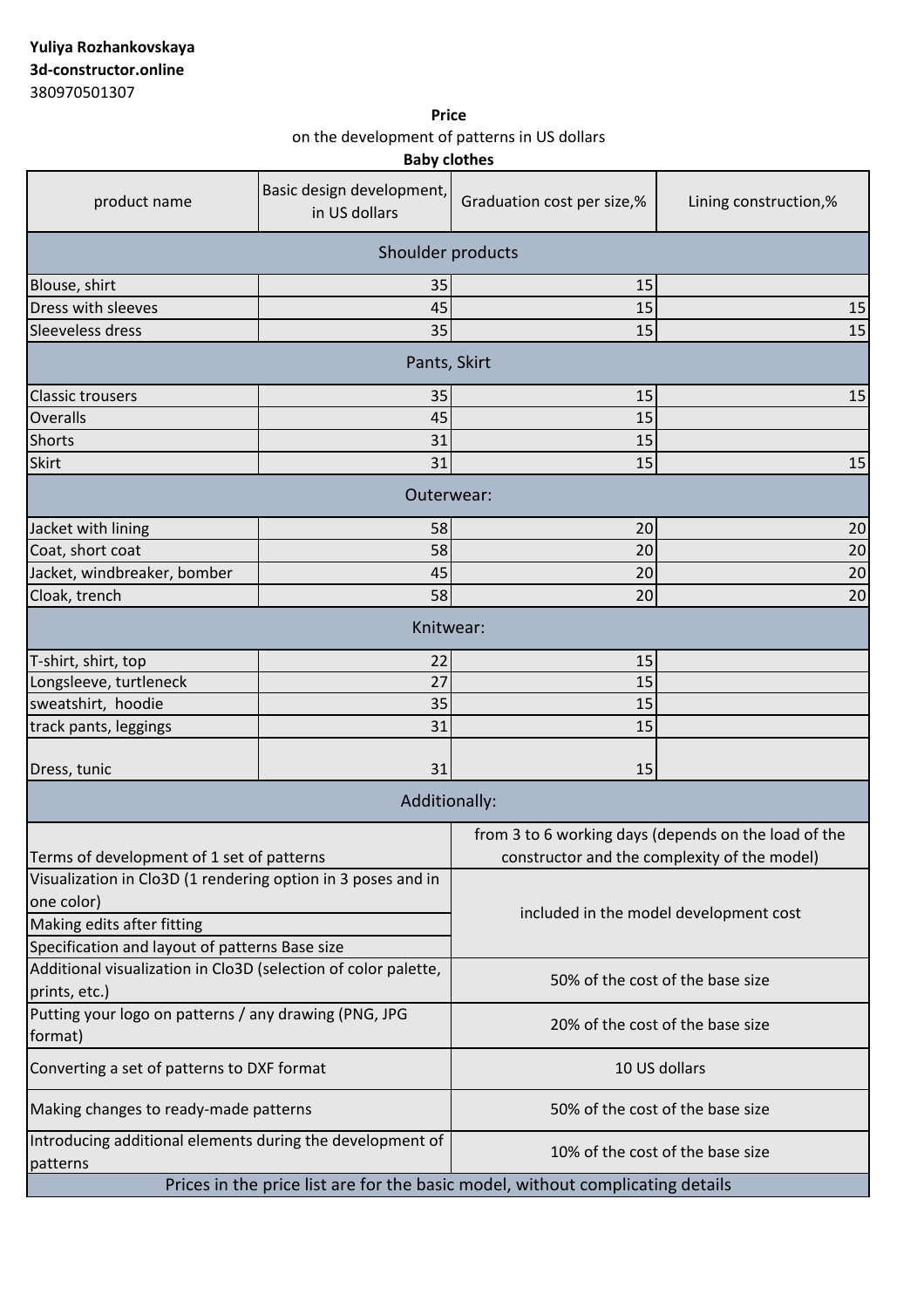**Yuliya Rozhankovskaya**
**3d-constructor.online**
380970501307

**Price**

on the development of patterns in US dollars

**Baby clothes**

| product name | Basic design development, in US dollars | Graduation cost per size,% | Lining construction,% |
|---|---|---|---|
| Shoulder products | | | |
| Blouse, shirt | 35 | 15 | |
| Dress with sleeves | 45 | 15 | 15 |
| Sleeveless dress | 35 | 15 | 15 |
| Pants, Skirt | | | |
| Classic trousers | 35 | 15 | 15 |
| Overalls | 45 | 15 | |
| Shorts | 31 | 15 | |
| Skirt | 31 | 15 | 15 |
| Outerwear: | | | |
| Jacket with lining | 58 | 20 | 20 |
| Coat, short coat | 58 | 20 | 20 |
| Jacket, windbreaker, bomber | 45 | 20 | 20 |
| Cloak, trench | 58 | 20 | 20 |
| Knitwear: | | | |
| T-shirt, shirt, top | 22 | 15 | |
| Longsleeve, turtleneck | 27 | 15 | |
| sweatshirt, hoodie | 35 | 15 | |
| track pants, leggings | 31 | 15 | |
| Dress, tunic | 31 | 15 | |

| Additionally: | |
|---|---|
| Terms of development of 1 set of patterns | from 3 to 6 working days (depends on the load of the constructor and the complexity of the model) |
| Visualization in Clo3D (1 rendering option in 3 poses and in one color) | included in the model development cost |
| Making edits after fitting | included in the model development cost |
| Specification and layout of patterns Base size | included in the model development cost |
| Additional visualization in Clo3D (selection of color palette, prints, etc.) | 50% of the cost of the base size |
| Putting your logo on patterns / any drawing (PNG, JPG format) | 20% of the cost of the base size |
| Converting a set of patterns to DXF format | 10 US dollars |
| Making changes to ready-made patterns | 50% of the cost of the base size |
| Introducing additional elements during the development of patterns | 10% of the cost of the base size |

Prices in the price list are for the basic model, without complicating details